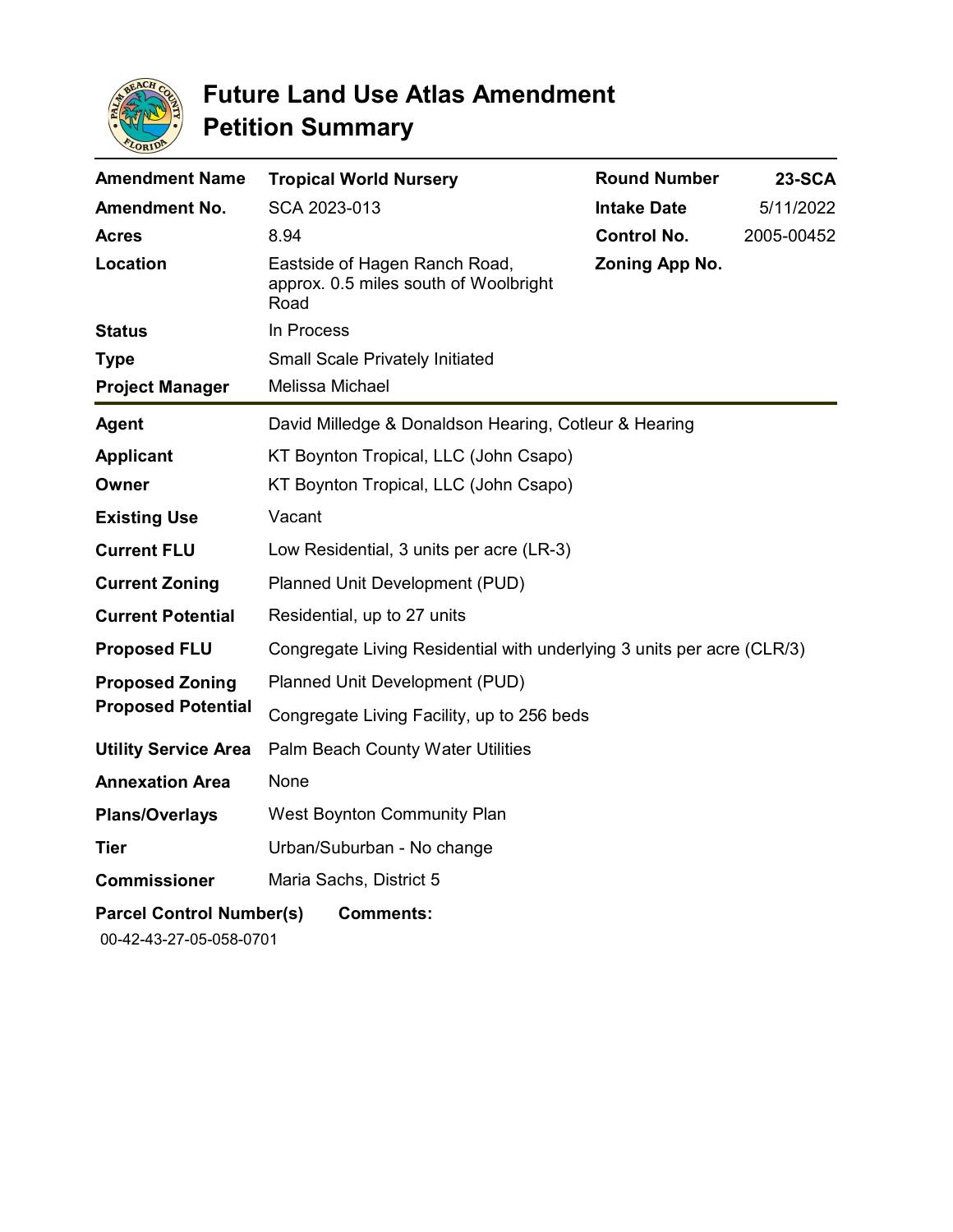# Future Land Use Atlas Amendment Petition Summary

| | | | |
|---|---|---|---|
| **Amendment Name** | **Tropical World Nursery** | **Round Number** | **23-SCA** |
| **Amendment No.** | SCA 2023-013 | **Intake Date** | 5/11/2022 |
| **Acres** | 8.94 | **Control No.** | 2005-00452 |
| **Location** | Eastside of Hagen Ranch Road, approx. 0.5 miles south of Woolbright Road | **Zoning App No.** | |
| **Status** | In Process | | |
| **Type** | Small Scale Privately Initiated | | |
| **Project Manager** | Melissa Michael | | |

| | |
|---|---|
| **Agent** | David Milledge & Donaldson Hearing, Cotleur & Hearing |
| **Applicant** | KT Boynton Tropical, LLC (John Csapo) |
| **Owner** | KT Boynton Tropical, LLC (John Csapo) |
| **Existing Use** | Vacant |
| **Current FLU** | Low Residential, 3 units per acre (LR-3) |
| **Current Zoning** | Planned Unit Development (PUD) |
| **Current Potential** | Residential, up to 27 units |
| **Proposed FLU** | Congregate Living Residential with underlying 3 units per acre (CLR/3) |
| **Proposed Zoning** | Planned Unit Development (PUD) |
| **Proposed Potential** | Congregate Living Facility, up to 256 beds |
| **Utility Service Area** | Palm Beach County Water Utilities |
| **Annexation Area** | None |
| **Plans/Overlays** | West Boynton Community Plan |
| **Tier** | Urban/Suburban - No change |
| **Commissioner** | Maria Sachs, District 5 |

**Parcel Control Number(s)** **Comments:**

00-42-43-27-05-058-0701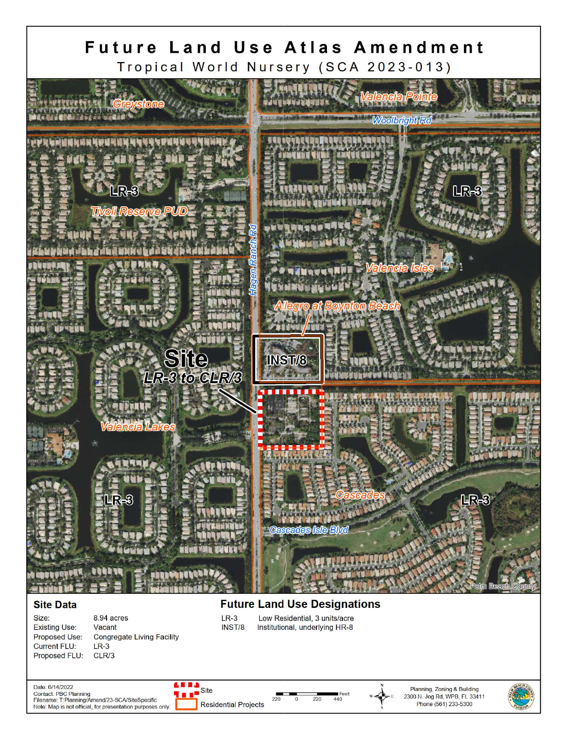# Future Land Use Atlas Amendment

## Tropical World Nursery (SCA 2023-013)

Greystone

Valencia Pointe

Woolbright Rd

LR-3

Tivoli Reserve PUD

LR-3

Hagen Ranch Rd

Valencia Isles

Allegro at Boynton Beach

INST/8

Site
LR-3 to CLR/3

Valencia Lakes

LR-3

Cascades

LR-3

Cascades Isle Blvd

Palm Beach County

### Site Data

| | |
|---|---|
| Size: | 8.94 acres |
| Existing Use: | Vacant |
| Proposed Use: | Congregate Living Facility |
| Current FLU: | LR-3 |
| Proposed FLU: | CLR/3 |

### Future Land Use Designations

| | |
|---|---|
| LR-3 | Low Residential, 3 units/acre |
| INST/8 | Institutional, underlying HR-8 |

Date: 6/14/2022
Contact: PBC Planning
Filename: T:Planning/Amend/23-SCA/SiteSpecific
Note: Map is not official, for presentation purposes only.

Site

Residential Projects

220 0 220 440 Feet

Planning, Zoning & Building
2300 N. Jog Rd, WPB, FL 33411
Phone (561) 233-5300